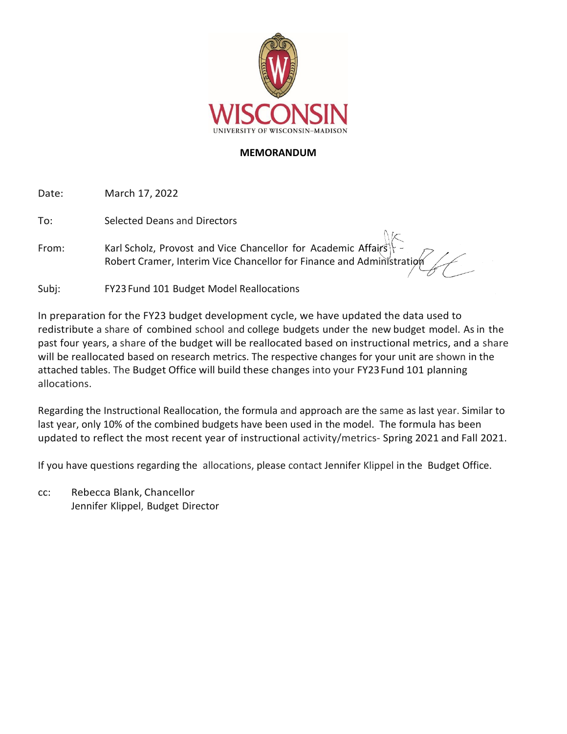WISCONSIN

UNIVERSITY OF WISCONSIN–MADISON

**MEMORANDUM**

Date: March 17, 2022

To: Selected Deans and Directors

From: Karl Scholz, Provost and Vice Chancellor for Academic Affairs
Robert Cramer, Interim Vice Chancellor for Finance and Administration

Subj: FY23 Fund 101 Budget Model Reallocations

In preparation for the FY23 budget development cycle, we have updated the data used to redistribute a share of combined school and college budgets under the new budget model. As in the past four years, a share of the budget will be reallocated based on instructional metrics, and a share will be reallocated based on research metrics. The respective changes for your unit are shown in the attached tables. The Budget Office will build these changes into your FY23 Fund 101 planning allocations.

Regarding the Instructional Reallocation, the formula and approach are the same as last year. Similar to last year, only 10% of the combined budgets have been used in the model. The formula has been updated to reflect the most recent year of instructional activity/metrics- Spring 2021 and Fall 2021.

If you have questions regarding the allocations, please contact Jennifer Klippel in the Budget Office.

cc: Rebecca Blank, Chancellor
Jennifer Klippel, Budget Director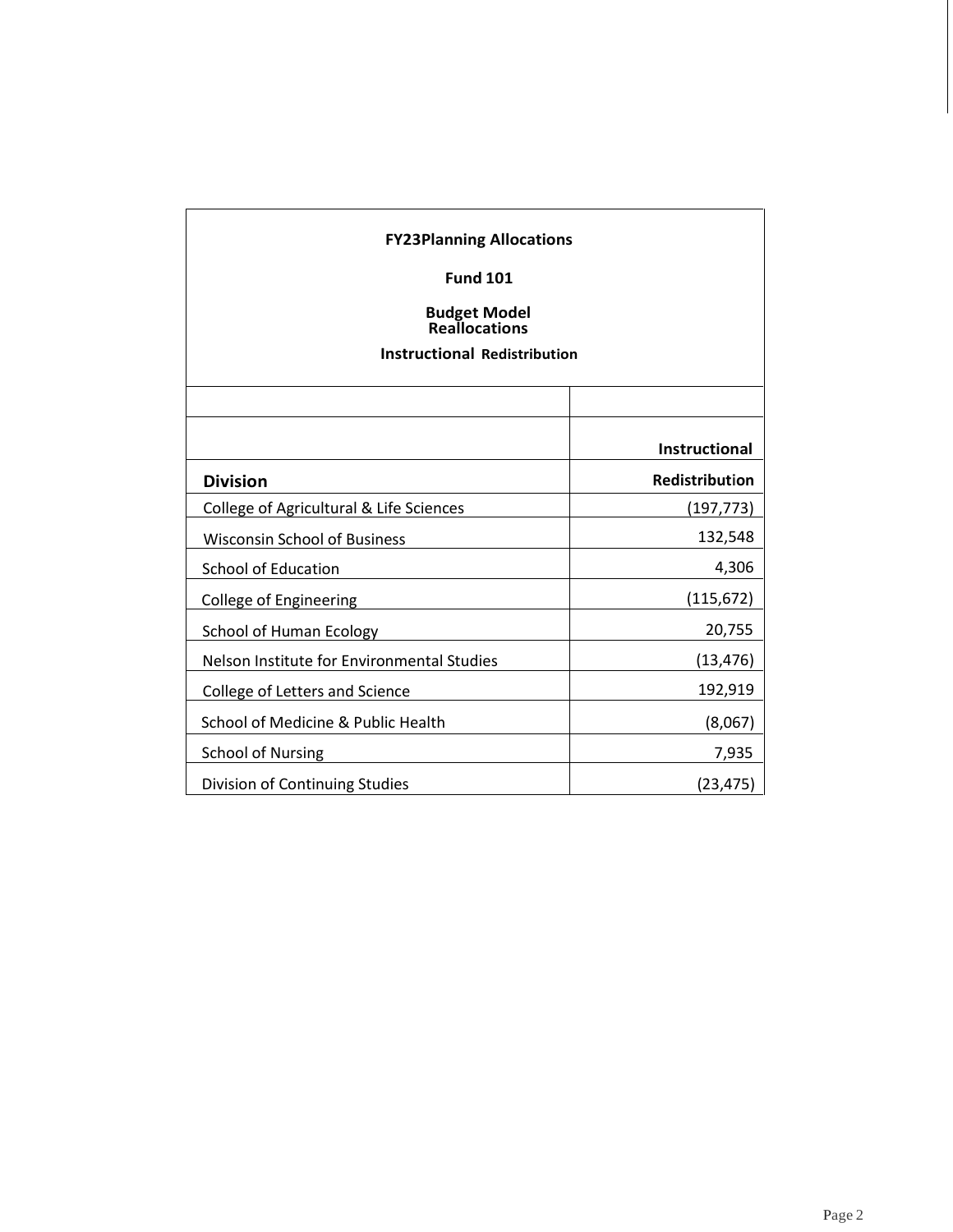**FY23Planning Allocations**

**Fund 101**

**Budget Model Reallocations**

**Instructional Redistribution**

| Division | Instructional Redistribution |
|---|---|
| College of Agricultural & Life Sciences | (197,773) |
| Wisconsin School of Business | 132,548 |
| School of Education | 4,306 |
| College of Engineering | (115,672) |
| School of Human Ecology | 20,755 |
| Nelson Institute for Environmental Studies | (13,476) |
| College of Letters and Science | 192,919 |
| School of Medicine & Public Health | (8,067) |
| School of Nursing | 7,935 |
| Division of Continuing Studies | (23,475) |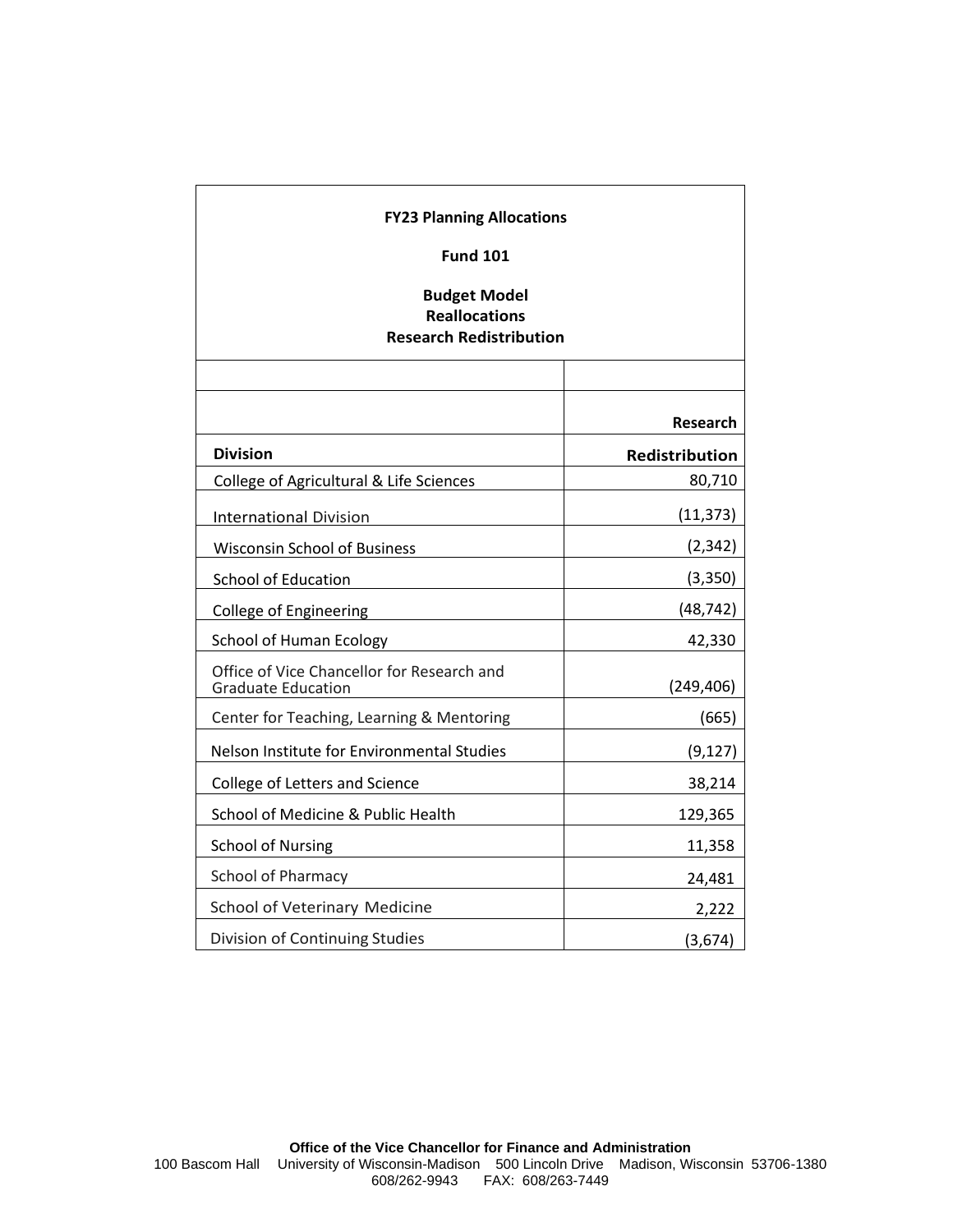**FY23 Planning Allocations**

**Fund 101**

**Budget Model**
**Reallocations**
**Research Redistribution**

| Division | Research Redistribution |
|---|---:|
| College of Agricultural & Life Sciences | 80,710 |
| International Division | (11,373) |
| Wisconsin School of Business | (2,342) |
| School of Education | (3,350) |
| College of Engineering | (48,742) |
| School of Human Ecology | 42,330 |
| Office of Vice Chancellor for Research and Graduate Education | (249,406) |
| Center for Teaching, Learning & Mentoring | (665) |
| Nelson Institute for Environmental Studies | (9,127) |
| College of Letters and Science | 38,214 |
| School of Medicine & Public Health | 129,365 |
| School of Nursing | 11,358 |
| School of Pharmacy | 24,481 |
| School of Veterinary Medicine | 2,222 |
| Division of Continuing Studies | (3,674) |

**Office of the Vice Chancellor for Finance and Administration**
100 Bascom Hall University of Wisconsin-Madison 500 Lincoln Drive Madison, Wisconsin 53706-1380
608/262-9943 FAX: 608/263-7449